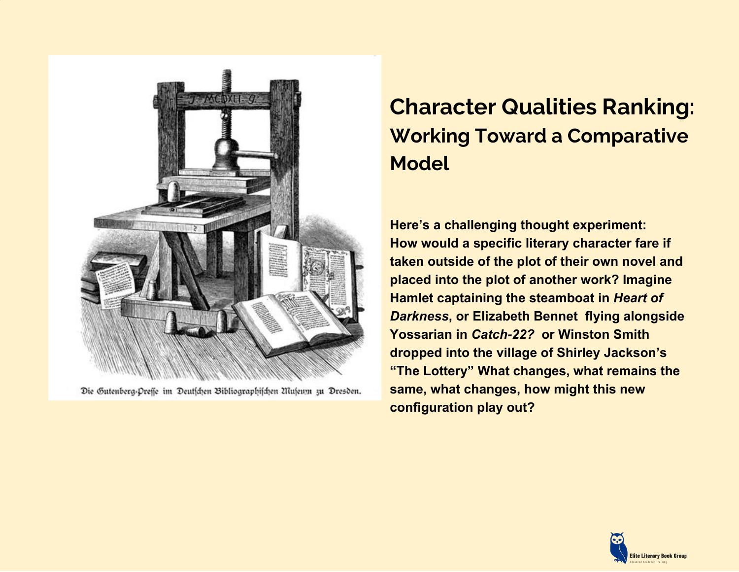Die Gutenberg-Presse im Deutschen Bibliographischen Museum zu Dresden.

# Character Qualities Ranking:

## Working Toward a Comparative Model

**Here's a challenging thought experiment: How would a specific literary character fare if taken outside of the plot of their own novel and placed into the plot of another work? Imagine Hamlet captaining the steamboat in *Heart of Darkness*, or Elizabeth Bennet flying alongside Yossarian in *Catch-22?* or Winston Smith dropped into the village of Shirley Jackson's "The Lottery" What changes, what remains the same, what changes, how might this new configuration play out?**

Elite Literary Book Group
Advanced Academic Training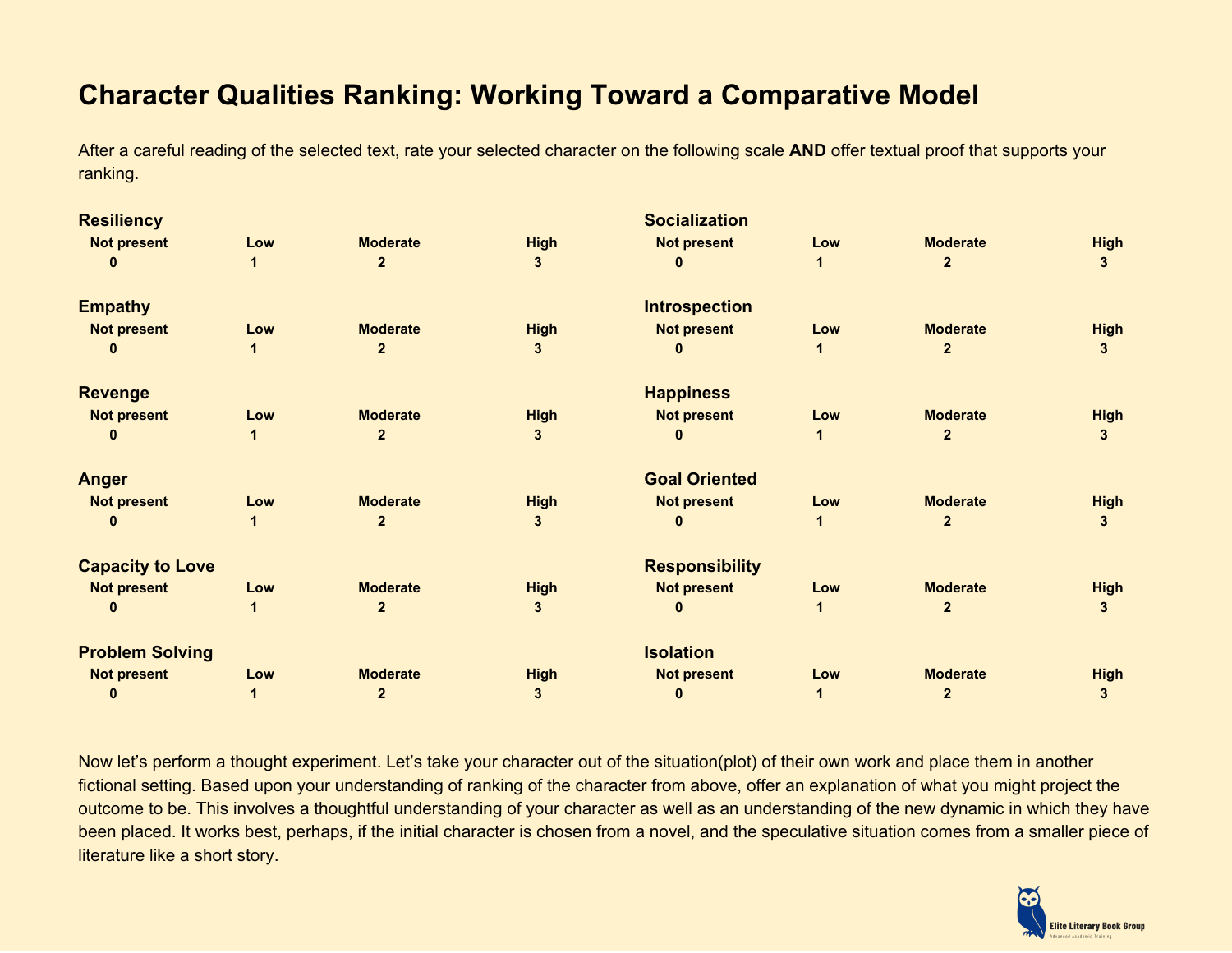# Character Qualities Ranking: Working Toward a Comparative Model

After a careful reading of the selected text, rate your selected character on the following scale **AND** offer textual proof that supports your ranking.

**Resiliency**

| Not present | Low | Moderate | High |
|---|---|---|---|
| 0 | 1 | 2 | 3 |

**Empathy**

| Not present | Low | Moderate | High |
|---|---|---|---|
| 0 | 1 | 2 | 3 |

**Revenge**

| Not present | Low | Moderate | High |
|---|---|---|---|
| 0 | 1 | 2 | 3 |

**Anger**

| Not present | Low | Moderate | High |
|---|---|---|---|
| 0 | 1 | 2 | 3 |

**Capacity to Love**

| Not present | Low | Moderate | High |
|---|---|---|---|
| 0 | 1 | 2 | 3 |

**Problem Solving**

| Not present | Low | Moderate | High |
|---|---|---|---|
| 0 | 1 | 2 | 3 |

**Socialization**

| Not present | Low | Moderate | High |
|---|---|---|---|
| 0 | 1 | 2 | 3 |

**Introspection**

| Not present | Low | Moderate | High |
|---|---|---|---|
| 0 | 1 | 2 | 3 |

**Happiness**

| Not present | Low | Moderate | High |
|---|---|---|---|
| 0 | 1 | 2 | 3 |

**Goal Oriented**

| Not present | Low | Moderate | High |
|---|---|---|---|
| 0 | 1 | 2 | 3 |

**Responsibility**

| Not present | Low | Moderate | High |
|---|---|---|---|
| 0 | 1 | 2 | 3 |

**Isolation**

| Not present | Low | Moderate | High |
|---|---|---|---|
| 0 | 1 | 2 | 3 |

Now let's perform a thought experiment. Let's take your character out of the situation(plot) of their own work and place them in another fictional setting. Based upon your understanding of ranking of the character from above, offer an explanation of what you might project the outcome to be. This involves a thoughtful understanding of your character as well as an understanding of the new dynamic in which they have been placed. It works best, perhaps, if the initial character is chosen from a novel, and the speculative situation comes from a smaller piece of literature like a short story.

Elite Literary Book Group
Advanced Academic Training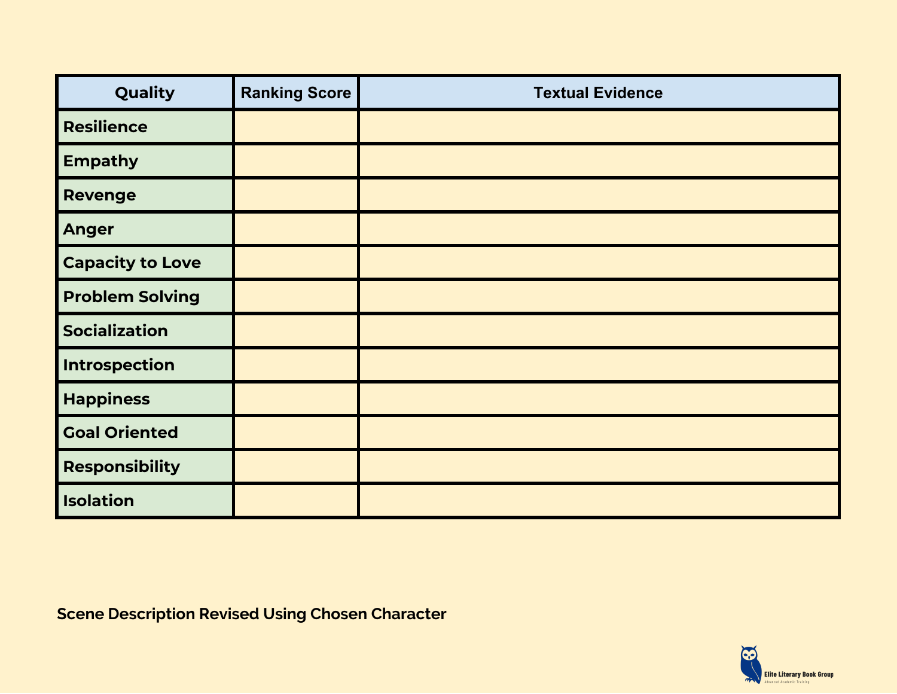| Quality | Ranking Score | Textual Evidence |
|---|---|---|
| Resilience | | |
| Empathy | | |
| Revenge | | |
| Anger | | |
| Capacity to Love | | |
| Problem Solving | | |
| Socialization | | |
| Introspection | | |
| Happiness | | |
| Goal Oriented | | |
| Responsibility | | |
| Isolation | | |

**Scene Description Revised Using Chosen Character**

Elite Literary Book Group
Advanced Academic Training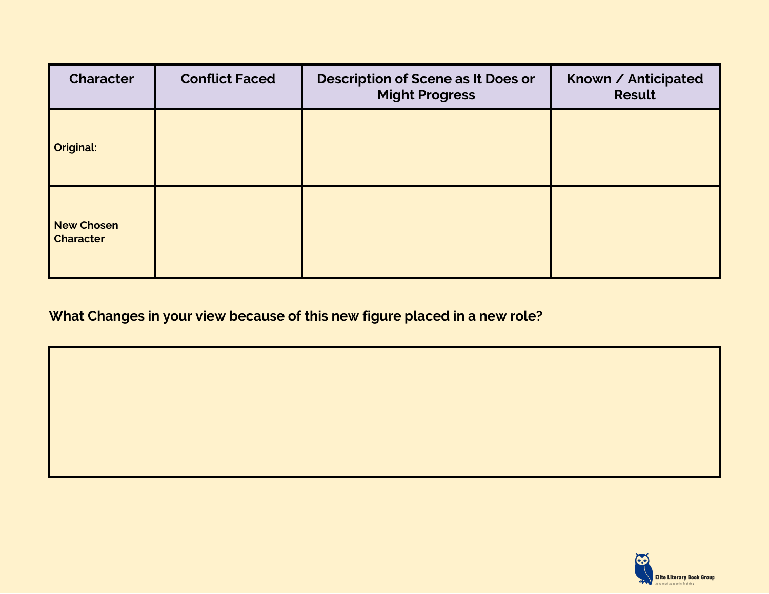| Character | Conflict Faced | Description of Scene as It Does or Might Progress | Known / Anticipated Result |
|---|---|---|---|
| **Original:** | | | |
| **New Chosen Character** | | | |

**What Changes in your view because of this new figure placed in a new role?**

| |
|---|
| |